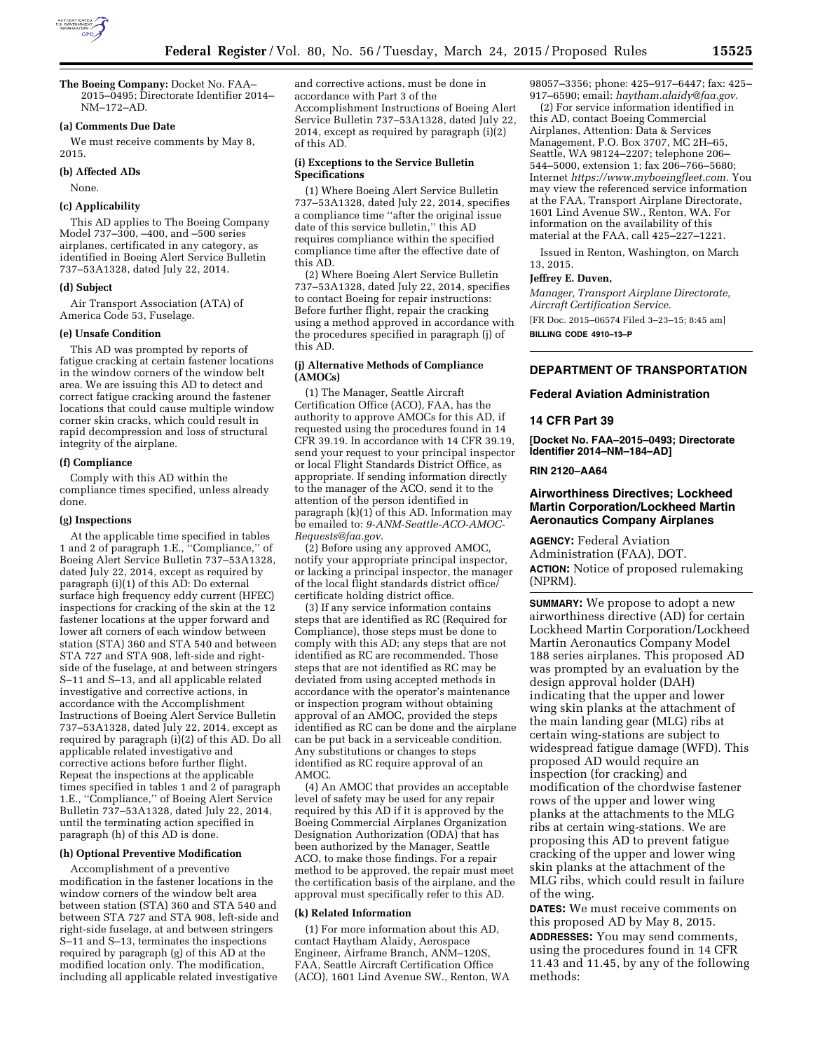**The Boeing Company:** Docket No. FAA–2015–0495; Directorate Identifier 2014–NM–172–AD.

**(a) Comments Due Date**

We must receive comments by May 8, 2015.

**(b) Affected ADs**

None.

**(c) Applicability**

This AD applies to The Boeing Company Model 737–300, –400, and –500 series airplanes, certificated in any category, as identified in Boeing Alert Service Bulletin 737–53A1328, dated July 22, 2014.

**(d) Subject**

Air Transport Association (ATA) of America Code 53, Fuselage.

**(e) Unsafe Condition**

This AD was prompted by reports of fatigue cracking at certain fastener locations in the window corners of the window belt area. We are issuing this AD to detect and correct fatigue cracking around the fastener locations that could cause multiple window corner skin cracks, which could result in rapid decompression and loss of structural integrity of the airplane.

**(f) Compliance**

Comply with this AD within the compliance times specified, unless already done.

**(g) Inspections**

At the applicable time specified in tables 1 and 2 of paragraph 1.E., ''Compliance,'' of Boeing Alert Service Bulletin 737–53A1328, dated July 22, 2014, except as required by paragraph (i)(1) of this AD: Do external surface high frequency eddy current (HFEC) inspections for cracking of the skin at the 12 fastener locations at the upper forward and lower aft corners of each window between station (STA) 360 and STA 540 and between STA 727 and STA 908, left-side and right-side of the fuselage, at and between stringers S–11 and S–13, and all applicable related investigative and corrective actions, in accordance with the Accomplishment Instructions of Boeing Alert Service Bulletin 737–53A1328, dated July 22, 2014, except as required by paragraph (i)(2) of this AD. Do all applicable related investigative and corrective actions before further flight. Repeat the inspections at the applicable times specified in tables 1 and 2 of paragraph 1.E., ''Compliance,'' of Boeing Alert Service Bulletin 737–53A1328, dated July 22, 2014, until the terminating action specified in paragraph (h) of this AD is done.

**(h) Optional Preventive Modification**

Accomplishment of a preventive modification in the fastener locations in the window corners of the window belt area between station (STA) 360 and STA 540 and between STA 727 and STA 908, left-side and right-side fuselage, at and between stringers S–11 and S–13, terminates the inspections required by paragraph (g) of this AD at the modified location only. The modification, including all applicable related investigative and corrective actions, must be done in accordance with Part 3 of the Accomplishment Instructions of Boeing Alert Service Bulletin 737–53A1328, dated July 22, 2014, except as required by paragraph (i)(2) of this AD.

**(i) Exceptions to the Service Bulletin Specifications**

(1) Where Boeing Alert Service Bulletin 737–53A1328, dated July 22, 2014, specifies a compliance time ''after the original issue date of this service bulletin,'' this AD requires compliance within the specified compliance time after the effective date of this AD.

(2) Where Boeing Alert Service Bulletin 737–53A1328, dated July 22, 2014, specifies to contact Boeing for repair instructions: Before further flight, repair the cracking using a method approved in accordance with the procedures specified in paragraph (j) of this AD.

**(j) Alternative Methods of Compliance (AMOCs)**

(1) The Manager, Seattle Aircraft Certification Office (ACO), FAA, has the authority to approve AMOCs for this AD, if requested using the procedures found in 14 CFR 39.19. In accordance with 14 CFR 39.19, send your request to your principal inspector or local Flight Standards District Office, as appropriate. If sending information directly to the manager of the ACO, send it to the attention of the person identified in paragraph (k)(1) of this AD. Information may be emailed to: *9-ANM-Seattle-ACO-AMOC-Requests@faa.gov*.

(2) Before using any approved AMOC, notify your appropriate principal inspector, or lacking a principal inspector, the manager of the local flight standards district office/certificate holding district office.

(3) If any service information contains steps that are identified as RC (Required for Compliance), those steps must be done to comply with this AD; any steps that are not identified as RC are recommended. Those steps that are not identified as RC may be deviated from using accepted methods in accordance with the operator's maintenance or inspection program without obtaining approval of an AMOC, provided the steps identified as RC can be done and the airplane can be put back in a serviceable condition. Any substitutions or changes to steps identified as RC require approval of an AMOC.

(4) An AMOC that provides an acceptable level of safety may be used for any repair required by this AD if it is approved by the Boeing Commercial Airplanes Organization Designation Authorization (ODA) that has been authorized by the Manager, Seattle ACO, to make those findings. For a repair method to be approved, the repair must meet the certification basis of the airplane, and the approval must specifically refer to this AD.

**(k) Related Information**

(1) For more information about this AD, contact Haytham Alaidy, Aerospace Engineer, Airframe Branch, ANM–120S, FAA, Seattle Aircraft Certification Office (ACO), 1601 Lind Avenue SW., Renton, WA 98057–3356; phone: 425–917–6447; fax: 425–917–6590; email: *haytham.alaidy@faa.gov*.

(2) For service information identified in this AD, contact Boeing Commercial Airplanes, Attention: Data & Services Management, P.O. Box 3707, MC 2H–65, Seattle, WA 98124–2207; telephone 206–544–5000, extension 1; fax 206–766–5680; Internet *https://www.myboeingfleet.com*. You may view the referenced service information at the FAA, Transport Airplane Directorate, 1601 Lind Avenue SW., Renton, WA. For information on the availability of this material at the FAA, call 425–227–1221.

Issued in Renton, Washington, on March 13, 2015.

**Jeffrey E. Duven,**

*Manager, Transport Airplane Directorate, Aircraft Certification Service.*

[FR Doc. 2015–06574 Filed 3–23–15; 8:45 am]

**BILLING CODE 4910–13–P**

---

## DEPARTMENT OF TRANSPORTATION

## Federal Aviation Administration

## 14 CFR Part 39

**[Docket No. FAA–2015–0493; Directorate Identifier 2014–NM–184–AD]**

**RIN 2120–AA64**

## Airworthiness Directives; Lockheed Martin Corporation/Lockheed Martin Aeronautics Company Airplanes

**AGENCY:** Federal Aviation Administration (FAA), DOT.

**ACTION:** Notice of proposed rulemaking (NPRM).

**SUMMARY:** We propose to adopt a new airworthiness directive (AD) for certain Lockheed Martin Corporation/Lockheed Martin Aeronautics Company Model 188 series airplanes. This proposed AD was prompted by an evaluation by the design approval holder (DAH) indicating that the upper and lower wing skin planks at the attachment of the main landing gear (MLG) ribs at certain wing-stations are subject to widespread fatigue damage (WFD). This proposed AD would require an inspection (for cracking) and modification of the chordwise fastener rows of the upper and lower wing planks at the attachments to the MLG ribs at certain wing-stations. We are proposing this AD to prevent fatigue cracking of the upper and lower wing skin planks at the attachment of the MLG ribs, which could result in failure of the wing.

**DATES:** We must receive comments on this proposed AD by May 8, 2015.

**ADDRESSES:** You may send comments, using the procedures found in 14 CFR 11.43 and 11.45, by any of the following methods: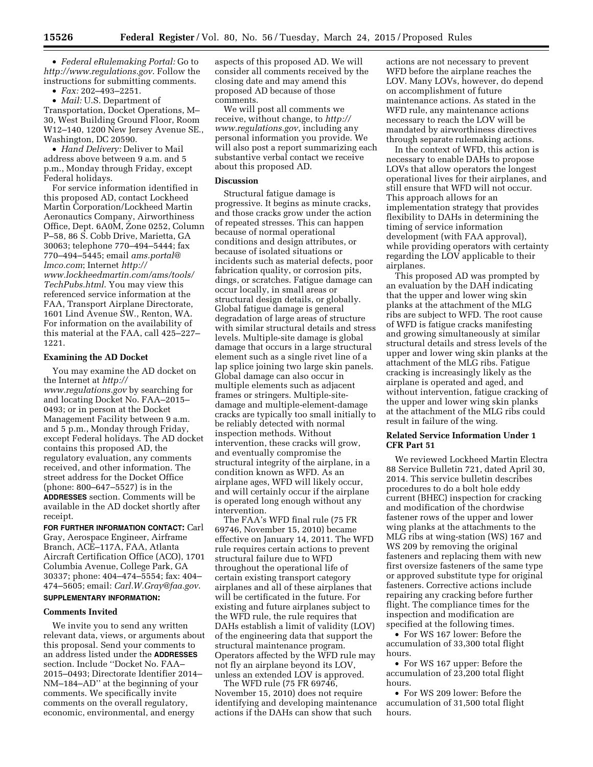- *Federal eRulemaking Portal:* Go to *http://www.regulations.gov*. Follow the instructions for submitting comments.
- *Fax:* 202–493–2251.
- *Mail:* U.S. Department of Transportation, Docket Operations, M–30, West Building Ground Floor, Room W12–140, 1200 New Jersey Avenue SE., Washington, DC 20590.
- *Hand Delivery:* Deliver to Mail address above between 9 a.m. and 5 p.m., Monday through Friday, except Federal holidays.

For service information identified in this proposed AD, contact Lockheed Martin Corporation/Lockheed Martin Aeronautics Company, Airworthiness Office, Dept. 6A0M, Zone 0252, Column P–58, 86 S. Cobb Drive, Marietta, GA 30063; telephone 770–494–5444; fax 770–494–5445; email *ams.portal@lmco.com*; Internet *http://www.lockheedmartin.com/ams/tools/TechPubs.html*. You may view this referenced service information at the FAA, Transport Airplane Directorate, 1601 Lind Avenue SW., Renton, WA. For information on the availability of this material at the FAA, call 425–227–1221.

## Examining the AD Docket

You may examine the AD docket on the Internet at *http://www.regulations.gov* by searching for and locating Docket No. FAA–2015–0493; or in person at the Docket Management Facility between 9 a.m. and 5 p.m., Monday through Friday, except Federal holidays. The AD docket contains this proposed AD, the regulatory evaluation, any comments received, and other information. The street address for the Docket Office (phone: 800–647–5527) is in the **ADDRESSES** section. Comments will be available in the AD docket shortly after receipt.

**FOR FURTHER INFORMATION CONTACT:** Carl Gray, Aerospace Engineer, Airframe Branch, ACE–117A, FAA, Atlanta Aircraft Certification Office (ACO), 1701 Columbia Avenue, College Park, GA 30337; phone: 404–474–5554; fax: 404–474–5605; email: *Carl.W.Gray@faa.gov*.

**SUPPLEMENTARY INFORMATION:**

## Comments Invited

We invite you to send any written relevant data, views, or arguments about this proposal. Send your comments to an address listed under the **ADDRESSES** section. Include ''Docket No. FAA–2015–0493; Directorate Identifier 2014–NM–184–AD'' at the beginning of your comments. We specifically invite comments on the overall regulatory, economic, environmental, and energy aspects of this proposed AD. We will consider all comments received by the closing date and may amend this proposed AD because of those comments.

We will post all comments we receive, without change, to *http://www.regulations.gov*, including any personal information you provide. We will also post a report summarizing each substantive verbal contact we receive about this proposed AD.

## Discussion

Structural fatigue damage is progressive. It begins as minute cracks, and those cracks grow under the action of repeated stresses. This can happen because of normal operational conditions and design attributes, or because of isolated situations or incidents such as material defects, poor fabrication quality, or corrosion pits, dings, or scratches. Fatigue damage can occur locally, in small areas or structural design details, or globally. Global fatigue damage is general degradation of large areas of structure with similar structural details and stress levels. Multiple-site damage is global damage that occurs in a large structural element such as a single rivet line of a lap splice joining two large skin panels. Global damage can also occur in multiple elements such as adjacent frames or stringers. Multiple-site-damage and multiple-element-damage cracks are typically too small initially to be reliably detected with normal inspection methods. Without intervention, these cracks will grow, and eventually compromise the structural integrity of the airplane, in a condition known as WFD. As an airplane ages, WFD will likely occur, and will certainly occur if the airplane is operated long enough without any intervention.

The FAA's WFD final rule (75 FR 69746, November 15, 2010) became effective on January 14, 2011. The WFD rule requires certain actions to prevent structural failure due to WFD throughout the operational life of certain existing transport category airplanes and all of these airplanes that will be certificated in the future. For existing and future airplanes subject to the WFD rule, the rule requires that DAHs establish a limit of validity (LOV) of the engineering data that support the structural maintenance program. Operators affected by the WFD rule may not fly an airplane beyond its LOV, unless an extended LOV is approved.

The WFD rule (75 FR 69746, November 15, 2010) does not require identifying and developing maintenance actions if the DAHs can show that such actions are not necessary to prevent WFD before the airplane reaches the LOV. Many LOVs, however, do depend on accomplishment of future maintenance actions. As stated in the WFD rule, any maintenance actions necessary to reach the LOV will be mandated by airworthiness directives through separate rulemaking actions.

In the context of WFD, this action is necessary to enable DAHs to propose LOVs that allow operators the longest operational lives for their airplanes, and still ensure that WFD will not occur. This approach allows for an implementation strategy that provides flexibility to DAHs in determining the timing of service information development (with FAA approval), while providing operators with certainty regarding the LOV applicable to their airplanes.

This proposed AD was prompted by an evaluation by the DAH indicating that the upper and lower wing skin planks at the attachment of the MLG ribs are subject to WFD. The root cause of WFD is fatigue cracks manifesting and growing simultaneously at similar structural details and stress levels of the upper and lower wing skin planks at the attachment of the MLG ribs. Fatigue cracking is increasingly likely as the airplane is operated and aged, and without intervention, fatigue cracking of the upper and lower wing skin planks at the attachment of the MLG ribs could result in failure of the wing.

## Related Service Information Under 1 CFR Part 51

We reviewed Lockheed Martin Electra 88 Service Bulletin 721, dated April 30, 2014. This service bulletin describes procedures to do a bolt hole eddy current (BHEC) inspection for cracking and modification of the chordwise fastener rows of the upper and lower wing planks at the attachments to the MLG ribs at wing-station (WS) 167 and WS 209 by removing the original fasteners and replacing them with new first oversize fasteners of the same type or approved substitute type for original fasteners. Corrective actions include repairing any cracking before further flight. The compliance times for the inspection and modification are specified at the following times.

- For WS 167 lower: Before the accumulation of 33,300 total flight hours.
- For WS 167 upper: Before the accumulation of 23,200 total flight hours.
- For WS 209 lower: Before the accumulation of 31,500 total flight hours.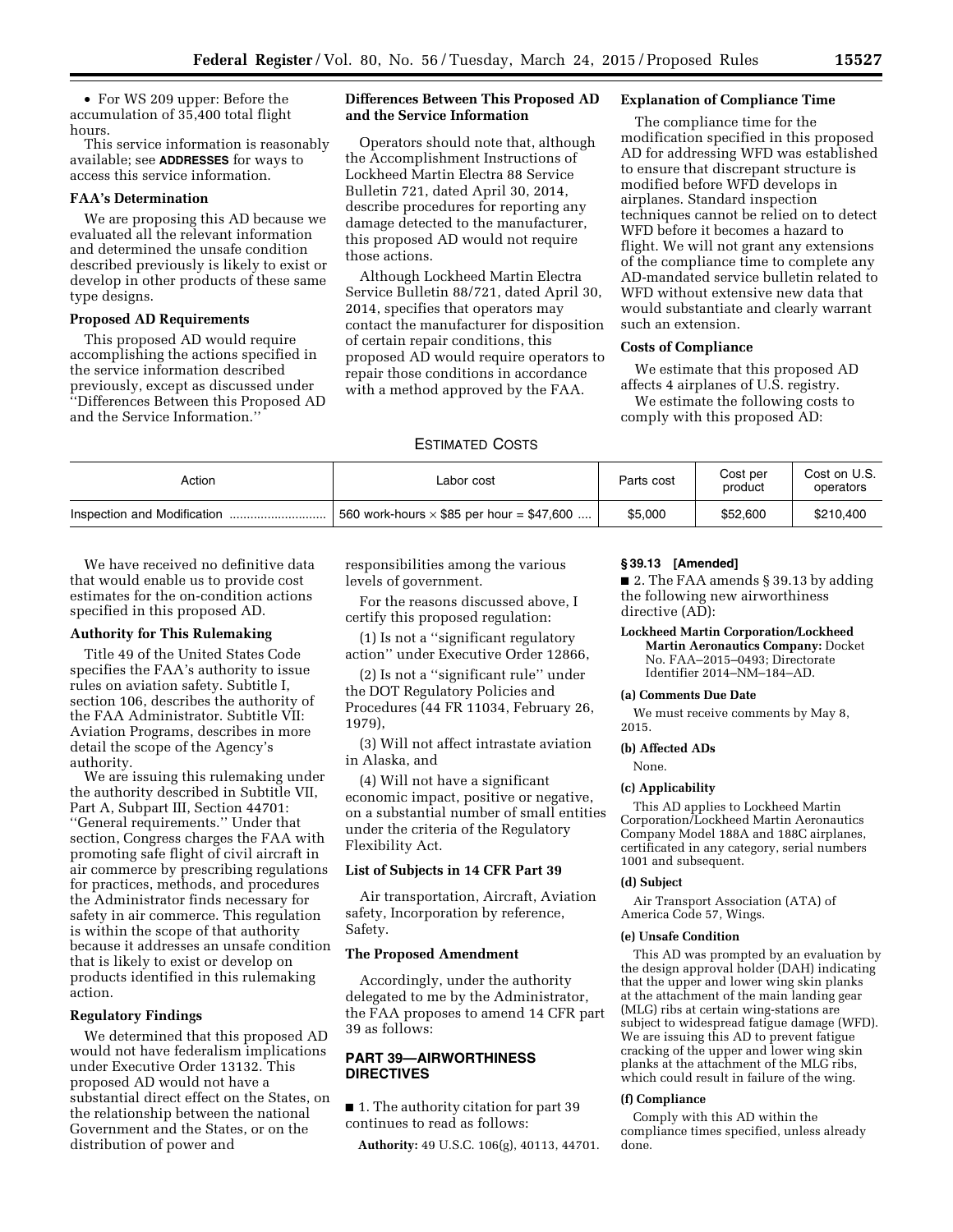- For WS 209 upper: Before the accumulation of 35,400 total flight hours.

This service information is reasonably available; see **ADDRESSES** for ways to access this service information.

### FAA's Determination

We are proposing this AD because we evaluated all the relevant information and determined the unsafe condition described previously is likely to exist or develop in other products of these same type designs.

### Proposed AD Requirements

This proposed AD would require accomplishing the actions specified in the service information described previously, except as discussed under ''Differences Between this Proposed AD and the Service Information.''

### Differences Between This Proposed AD and the Service Information

Operators should note that, although the Accomplishment Instructions of Lockheed Martin Electra 88 Service Bulletin 721, dated April 30, 2014, describe procedures for reporting any damage detected to the manufacturer, this proposed AD would not require those actions.

Although Lockheed Martin Electra Service Bulletin 88/721, dated April 30, 2014, specifies that operators may contact the manufacturer for disposition of certain repair conditions, this proposed AD would require operators to repair those conditions in accordance with a method approved by the FAA.

### Explanation of Compliance Time

The compliance time for the modification specified in this proposed AD for addressing WFD was established to ensure that discrepant structure is modified before WFD develops in airplanes. Standard inspection techniques cannot be relied on to detect WFD before it becomes a hazard to flight. We will not grant any extensions of the compliance time to complete any AD-mandated service bulletin related to WFD without extensive new data that would substantiate and clearly warrant such an extension.

### Costs of Compliance

We estimate that this proposed AD affects 4 airplanes of U.S. registry.

We estimate the following costs to comply with this proposed AD:

ESTIMATED COSTS

| Action | Labor cost | Parts cost | Cost per product | Cost on U.S. operators |
|---|---|---|---|---|
| Inspection and Modification | 560 work-hours × $85 per hour = $47,600 | $5,000 | $52,600 | $210,400 |

We have received no definitive data that would enable us to provide cost estimates for the on-condition actions specified in this proposed AD.

### Authority for This Rulemaking

Title 49 of the United States Code specifies the FAA's authority to issue rules on aviation safety. Subtitle I, section 106, describes the authority of the FAA Administrator. Subtitle VII: Aviation Programs, describes in more detail the scope of the Agency's authority.

We are issuing this rulemaking under the authority described in Subtitle VII, Part A, Subpart III, Section 44701: ''General requirements.'' Under that section, Congress charges the FAA with promoting safe flight of civil aircraft in air commerce by prescribing regulations for practices, methods, and procedures the Administrator finds necessary for safety in air commerce. This regulation is within the scope of that authority because it addresses an unsafe condition that is likely to exist or develop on products identified in this rulemaking action.

### Regulatory Findings

We determined that this proposed AD would not have federalism implications under Executive Order 13132. This proposed AD would not have a substantial direct effect on the States, on the relationship between the national Government and the States, or on the distribution of power and responsibilities among the various levels of government.

For the reasons discussed above, I certify this proposed regulation:

(1) Is not a ''significant regulatory action'' under Executive Order 12866,

(2) Is not a ''significant rule'' under the DOT Regulatory Policies and Procedures (44 FR 11034, February 26, 1979),

(3) Will not affect intrastate aviation in Alaska, and

(4) Will not have a significant economic impact, positive or negative, on a substantial number of small entities under the criteria of the Regulatory Flexibility Act.

### List of Subjects in 14 CFR Part 39

Air transportation, Aircraft, Aviation safety, Incorporation by reference, Safety.

### The Proposed Amendment

Accordingly, under the authority delegated to me by the Administrator, the FAA proposes to amend 14 CFR part 39 as follows:

## PART 39—AIRWORTHINESS DIRECTIVES

■ 1. The authority citation for part 39 continues to read as follows:

**Authority:** 49 U.S.C. 106(g), 40113, 44701.

### § 39.13 [Amended]

■ 2. The FAA amends § 39.13 by adding the following new airworthiness directive (AD):

**Lockheed Martin Corporation/Lockheed Martin Aeronautics Company:** Docket No. FAA–2015–0493; Directorate Identifier 2014–NM–184–AD.

#### (a) Comments Due Date

We must receive comments by May 8, 2015.

#### (b) Affected ADs

None.

#### (c) Applicability

This AD applies to Lockheed Martin Corporation/Lockheed Martin Aeronautics Company Model 188A and 188C airplanes, certificated in any category, serial numbers 1001 and subsequent.

#### (d) Subject

Air Transport Association (ATA) of America Code 57, Wings.

#### (e) Unsafe Condition

This AD was prompted by an evaluation by the design approval holder (DAH) indicating that the upper and lower wing skin planks at the attachment of the main landing gear (MLG) ribs at certain wing-stations are subject to widespread fatigue damage (WFD). We are issuing this AD to prevent fatigue cracking of the upper and lower wing skin planks at the attachment of the MLG ribs, which could result in failure of the wing.

#### (f) Compliance

Comply with this AD within the compliance times specified, unless already done.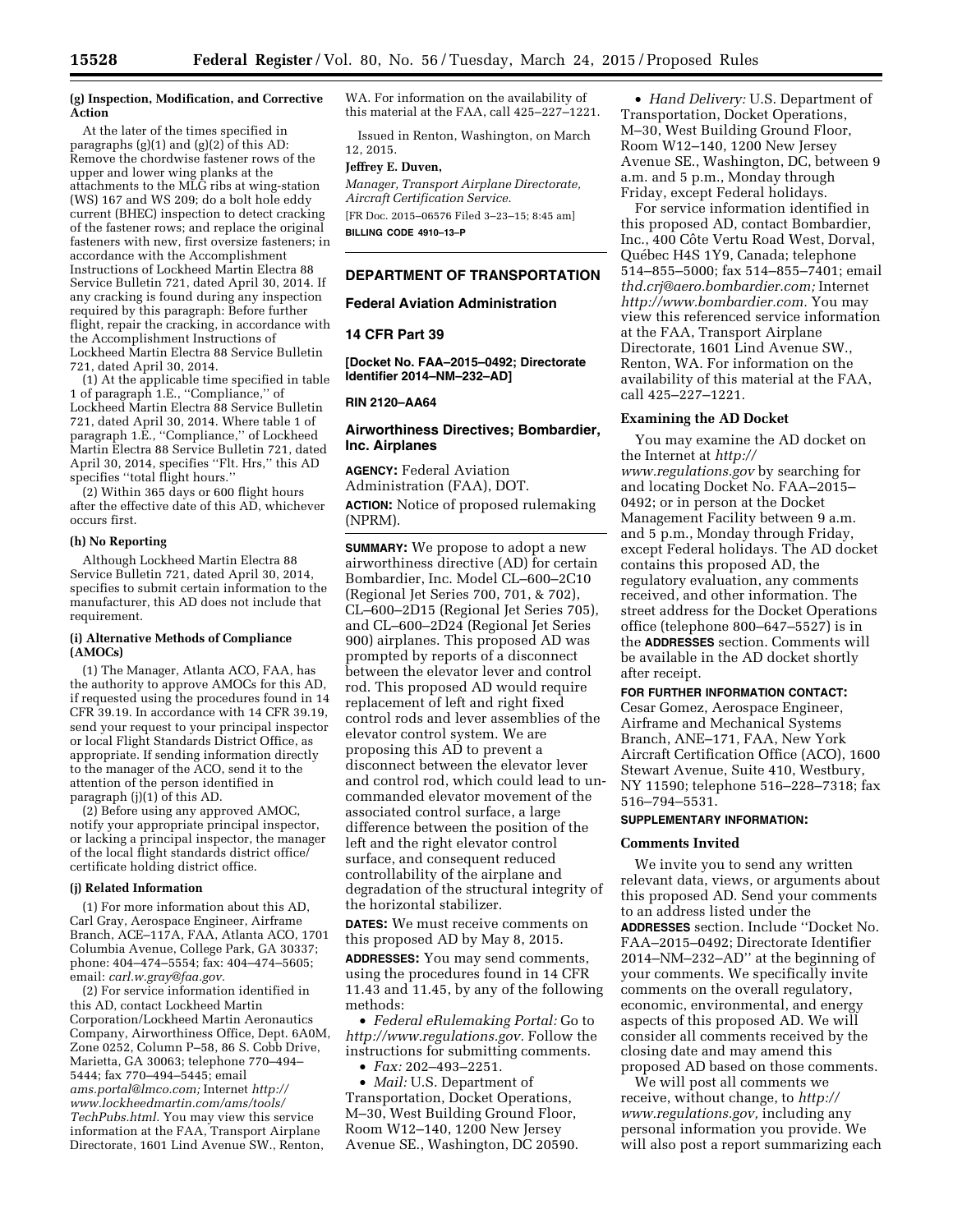**(g) Inspection, Modification, and Corrective Action**

At the later of the times specified in paragraphs (g)(1) and (g)(2) of this AD: Remove the chordwise fastener rows of the upper and lower wing planks at the attachments to the MLG ribs at wing-station (WS) 167 and WS 209; do a bolt hole eddy current (BHEC) inspection to detect cracking of the fastener rows; and replace the original fasteners with new, first oversize fasteners; in accordance with the Accomplishment Instructions of Lockheed Martin Electra 88 Service Bulletin 721, dated April 30, 2014. If any cracking is found during any inspection required by this paragraph: Before further flight, repair the cracking, in accordance with the Accomplishment Instructions of Lockheed Martin Electra 88 Service Bulletin 721, dated April 30, 2014.

(1) At the applicable time specified in table 1 of paragraph 1.E., "Compliance," of Lockheed Martin Electra 88 Service Bulletin 721, dated April 30, 2014. Where table 1 of paragraph 1.E., "Compliance," of Lockheed Martin Electra 88 Service Bulletin 721, dated April 30, 2014, specifies "Flt. Hrs," this AD specifies "total flight hours."

(2) Within 365 days or 600 flight hours after the effective date of this AD, whichever occurs first.

**(h) No Reporting**

Although Lockheed Martin Electra 88 Service Bulletin 721, dated April 30, 2014, specifies to submit certain information to the manufacturer, this AD does not include that requirement.

**(i) Alternative Methods of Compliance (AMOCs)**

(1) The Manager, Atlanta ACO, FAA, has the authority to approve AMOCs for this AD, if requested using the procedures found in 14 CFR 39.19. In accordance with 14 CFR 39.19, send your request to your principal inspector or local Flight Standards District Office, as appropriate. If sending information directly to the manager of the ACO, send it to the attention of the person identified in paragraph (j)(1) of this AD.

(2) Before using any approved AMOC, notify your appropriate principal inspector, or lacking a principal inspector, the manager of the local flight standards district office/certificate holding district office.

**(j) Related Information**

(1) For more information about this AD, Carl Gray, Aerospace Engineer, Airframe Branch, ACE–117A, FAA, Atlanta ACO, 1701 Columbia Avenue, College Park, GA 30337; phone: 404–474–5554; fax: 404–474–5605; email: *carl.w.gray@faa.gov.*

(2) For service information identified in this AD, contact Lockheed Martin Corporation/Lockheed Martin Aeronautics Company, Airworthiness Office, Dept. 6A0M, Zone 0252, Column P–58, 86 S. Cobb Drive, Marietta, GA 30063; telephone 770–494–5444; fax 770–494–5445; email *ams.portal@lmco.com;* Internet *http://www.lockheedmartin.com/ams/tools/TechPubs.html.* You may view this service information at the FAA, Transport Airplane Directorate, 1601 Lind Avenue SW., Renton, WA. For information on the availability of this material at the FAA, call 425–227–1221.

Issued in Renton, Washington, on March 12, 2015.

**Jeffrey E. Duven,**

*Manager, Transport Airplane Directorate, Aircraft Certification Service.*

[FR Doc. 2015–06576 Filed 3–23–15; 8:45 am]

**BILLING CODE 4910–13–P**

---

## DEPARTMENT OF TRANSPORTATION

## Federal Aviation Administration

## 14 CFR Part 39

**[Docket No. FAA–2015–0492; Directorate Identifier 2014–NM–232–AD]**

**RIN 2120–AA64**

## Airworthiness Directives; Bombardier, Inc. Airplanes

**AGENCY:** Federal Aviation Administration (FAA), DOT.

**ACTION:** Notice of proposed rulemaking (NPRM).

**SUMMARY:** We propose to adopt a new airworthiness directive (AD) for certain Bombardier, Inc. Model CL–600–2C10 (Regional Jet Series 700, 701, & 702), CL–600–2D15 (Regional Jet Series 705), and CL–600–2D24 (Regional Jet Series 900) airplanes. This proposed AD was prompted by reports of a disconnect between the elevator lever and control rod. This proposed AD would require replacement of left and right fixed control rods and lever assemblies of the elevator control system. We are proposing this AD to prevent a disconnect between the elevator lever and control rod, which could lead to un-commanded elevator movement of the associated control surface, a large difference between the position of the left and the right elevator control surface, and consequent reduced controllability of the airplane and degradation of the structural integrity of the horizontal stabilizer.

**DATES:** We must receive comments on this proposed AD by May 8, 2015.

**ADDRESSES:** You may send comments, using the procedures found in 14 CFR 11.43 and 11.45, by any of the following methods:

- *Federal eRulemaking Portal:* Go to *http://www.regulations.gov.* Follow the instructions for submitting comments.
- *Fax:* 202–493–2251.
- *Mail:* U.S. Department of Transportation, Docket Operations, M–30, West Building Ground Floor, Room W12–140, 1200 New Jersey Avenue SE., Washington, DC 20590.
- *Hand Delivery:* U.S. Department of Transportation, Docket Operations, M–30, West Building Ground Floor, Room W12–140, 1200 New Jersey Avenue SE., Washington, DC, between 9 a.m. and 5 p.m., Monday through Friday, except Federal holidays.

For service information identified in this proposed AD, contact Bombardier, Inc., 400 Côte Vertu Road West, Dorval, Québec H4S 1Y9, Canada; telephone 514–855–5000; fax 514–855–7401; email *thd.crj@aero.bombardier.com;* Internet *http://www.bombardier.com.* You may view this referenced service information at the FAA, Transport Airplane Directorate, 1601 Lind Avenue SW., Renton, WA. For information on the availability of this material at the FAA, call 425–227–1221.

### Examining the AD Docket

You may examine the AD docket on the Internet at *http://www.regulations.gov* by searching for and locating Docket No. FAA–2015–0492; or in person at the Docket Management Facility between 9 a.m. and 5 p.m., Monday through Friday, except Federal holidays. The AD docket contains this proposed AD, the regulatory evaluation, any comments received, and other information. The street address for the Docket Operations office (telephone 800–647–5527) is in the **ADDRESSES** section. Comments will be available in the AD docket shortly after receipt.

**FOR FURTHER INFORMATION CONTACT:** Cesar Gomez, Aerospace Engineer, Airframe and Mechanical Systems Branch, ANE–171, FAA, New York Aircraft Certification Office (ACO), 1600 Stewart Avenue, Suite 410, Westbury, NY 11590; telephone 516–228–7318; fax 516–794–5531.

**SUPPLEMENTARY INFORMATION:**

### Comments Invited

We invite you to send any written relevant data, views, or arguments about this proposed AD. Send your comments to an address listed under the **ADDRESSES** section. Include "Docket No. FAA–2015–0492; Directorate Identifier 2014–NM–232–AD" at the beginning of your comments. We specifically invite comments on the overall regulatory, economic, environmental, and energy aspects of this proposed AD. We will consider all comments received by the closing date and may amend this proposed AD based on those comments.

We will post all comments we receive, without change, to *http://www.regulations.gov,* including any personal information you provide. We will also post a report summarizing each